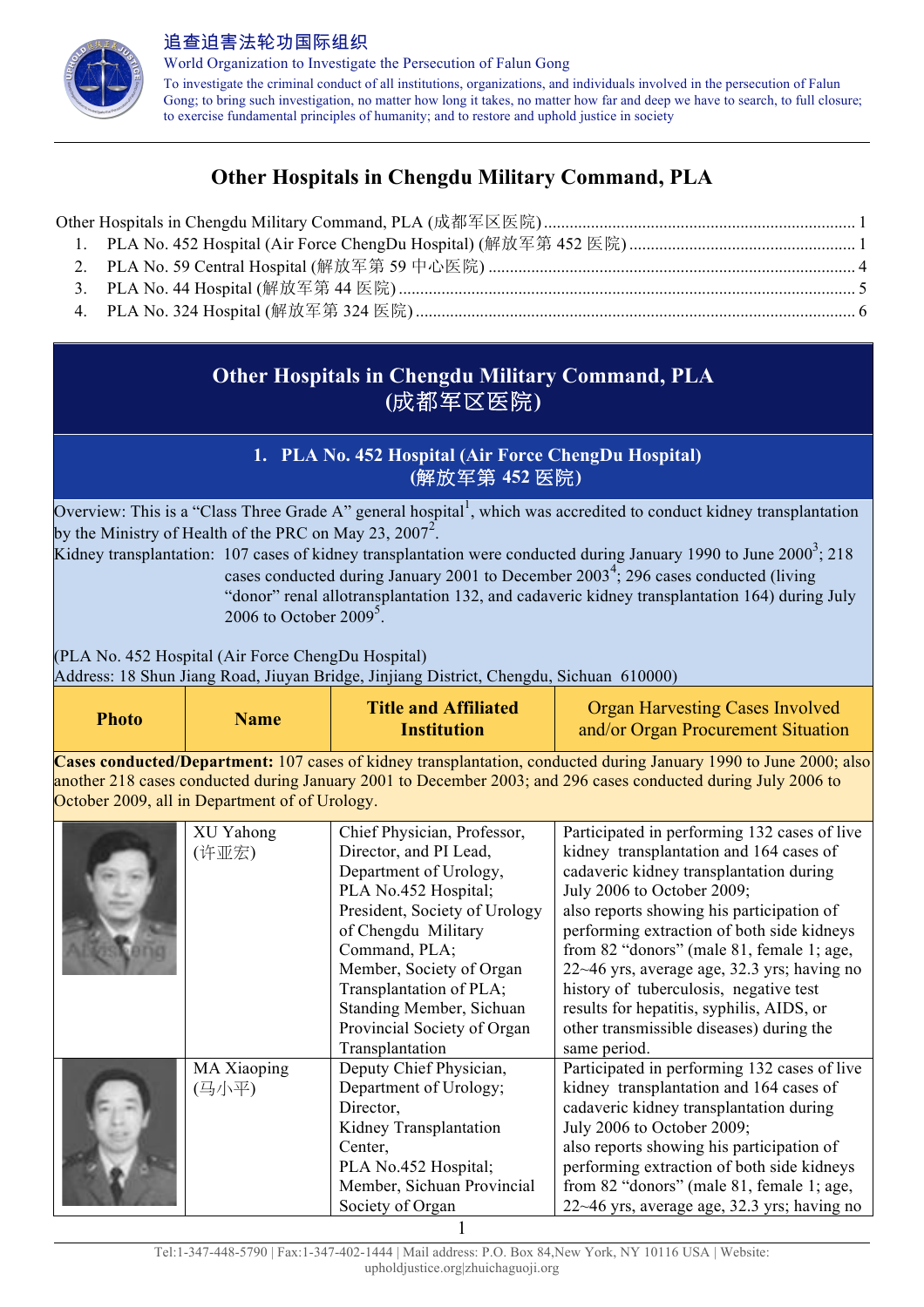# 追查迫害法轮功国际组织

World Organization to Investigate the Persecution of Falun Gong

To investigate the criminal conduct of all institutions, organizations, and individuals involved in the persecution of Falun Gong; to bring such investigation, no matter how long it takes, no matter how far and deep we have to search, to full closure; to exercise fundamental principles of humanity; and to restore and uphold justice in society

## Other Hospitals in Chengdu Military Command, PLA

Other Hospitals in Chengdu Military Command, PLA (成都军区医院) ........ 1
1. PLA No. 452 Hospital (Air Force ChengDu Hospital) (解放军第 452 医院) ........ 1
2. PLA No. 59 Central Hospital (解放军第 59 中心医院) ........ 4
3. PLA No. 44 Hospital (解放军第 44 医院) ........ 5
4. PLA No. 324 Hospital (解放军第 324 医院) ........ 6

## Other Hospitals in Chengdu Military Command, PLA (成都军区医院)

### 1. PLA No. 452 Hospital (Air Force ChengDu Hospital) (解放军第 452 医院)

Overview: This is a “Class Three Grade A” general hospital[1], which was accredited to conduct kidney transplantation by the Ministry of Health of the PRC on May 23, 2007[2].

Kidney transplantation: 107 cases of kidney transplantation were conducted during January 1990 to June 2000[3]; 218 cases conducted during January 2001 to December 2003[4]; 296 cases conducted (living “donor” renal allotransplantation 132, and cadaveric kidney transplantation 164) during July 2006 to October 2009[5].

(PLA No. 452 Hospital (Air Force ChengDu Hospital)
Address: 18 Shun Jiang Road, Jiuyan Bridge, Jinjiang District, Chengdu, Sichuan 610000)

| Photo | Name | Title and Affiliated Institution | Organ Harvesting Cases Involved and/or Organ Procurement Situation |
|---|---|---|---|
| **Cases conducted/Department:** 107 cases of kidney transplantation, conducted during January 1990 to June 2000; also another 218 cases conducted during January 2001 to December 2003; and 296 cases conducted during July 2006 to October 2009, all in Department of of Urology. | | | |
| | XU Yahong (许亚宏) | Chief Physician, Professor, Director, and PI Lead, Department of Urology, PLA No.452 Hospital; President, Society of Urology of Chengdu Military Command, PLA; Member, Society of Organ Transplantation of PLA; Standing Member, Sichuan Provincial Society of Organ Transplantation | Participated in performing 132 cases of live kidney transplantation and 164 cases of cadaveric kidney transplantation during July 2006 to October 2009; also reports showing his participation of performing extraction of both side kidneys from 82 “donors” (male 81, female 1; age, 22~46 yrs, average age, 32.3 yrs; having no history of tuberculosis, negative test results for hepatitis, syphilis, AIDS, or other transmissible diseases) during the same period. |
| | MA Xiaoping (马小平) | Deputy Chief Physician, Department of Urology; Director, Kidney Transplantation Center, PLA No.452 Hospital; Member, Sichuan Provincial Society of Organ | Participated in performing 132 cases of live kidney transplantation and 164 cases of cadaveric kidney transplantation during July 2006 to October 2009; also reports showing his participation of performing extraction of both side kidneys from 82 “donors” (male 81, female 1; age, 22~46 yrs, average age, 32.3 yrs; having no |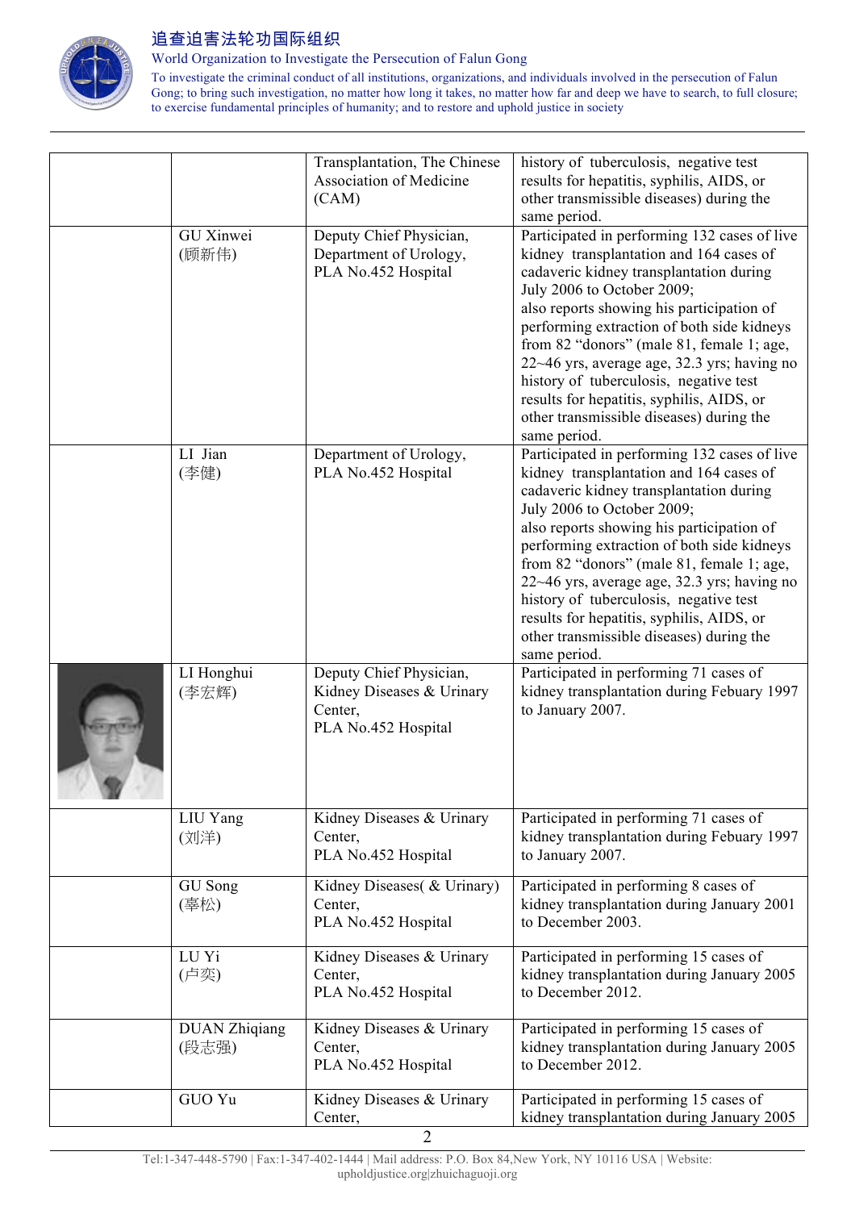| | | | |
|---|---|---|---|
| | | Transplantation, The Chinese Association of Medicine (CAM) | history of tuberculosis, negative test results for hepatitis, syphilis, AIDS, or other transmissible diseases) during the same period. |
| | GU Xinwei (顾新伟) | Deputy Chief Physician, Department of Urology, PLA No.452 Hospital | Participated in performing 132 cases of live kidney transplantation and 164 cases of cadaveric kidney transplantation during July 2006 to October 2009; also reports showing his participation of performing extraction of both side kidneys from 82 "donors" (male 81, female 1; age, 22~46 yrs, average age, 32.3 yrs; having no history of tuberculosis, negative test results for hepatitis, syphilis, AIDS, or other transmissible diseases) during the same period. |
| | LI Jian (李健) | Department of Urology, PLA No.452 Hospital | Participated in performing 132 cases of live kidney transplantation and 164 cases of cadaveric kidney transplantation during July 2006 to October 2009; also reports showing his participation of performing extraction of both side kidneys from 82 "donors" (male 81, female 1; age, 22~46 yrs, average age, 32.3 yrs; having no history of tuberculosis, negative test results for hepatitis, syphilis, AIDS, or other transmissible diseases) during the same period. |
| | LI Honghui (李宏辉) | Deputy Chief Physician, Kidney Diseases & Urinary Center, PLA No.452 Hospital | Participated in performing 71 cases of kidney transplantation during Febuary 1997 to January 2007. |
| | LIU Yang (刘洋) | Kidney Diseases & Urinary Center, PLA No.452 Hospital | Participated in performing 71 cases of kidney transplantation during Febuary 1997 to January 2007. |
| | GU Song (辜松) | Kidney Diseases( & Urinary) Center, PLA No.452 Hospital | Participated in performing 8 cases of kidney transplantation during January 2001 to December 2003. |
| | LU Yi (卢奕) | Kidney Diseases & Urinary Center, PLA No.452 Hospital | Participated in performing 15 cases of kidney transplantation during January 2005 to December 2012. |
| | DUAN Zhiqiang (段志强) | Kidney Diseases & Urinary Center, PLA No.452 Hospital | Participated in performing 15 cases of kidney transplantation during January 2005 to December 2012. |
| | GUO Yu | Kidney Diseases & Urinary Center, | Participated in performing 15 cases of kidney transplantation during January 2005 |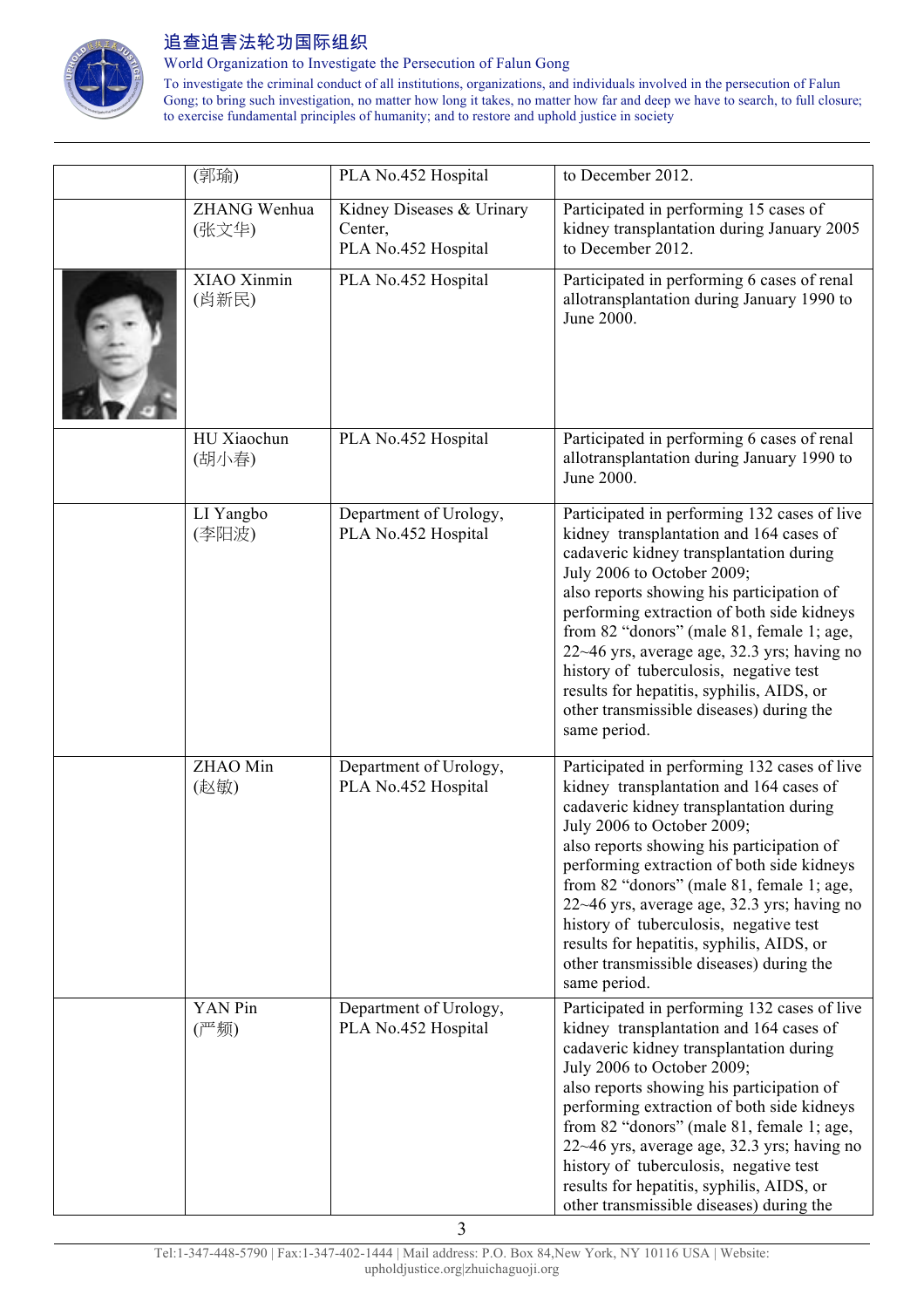| | | | |
|---|---|---|---|
| | (郭瑜) | PLA No.452 Hospital | to December 2012. |
| | ZHANG Wenhua (张文华) | Kidney Diseases & Urinary Center, PLA No.452 Hospital | Participated in performing 15 cases of kidney transplantation during January 2005 to December 2012. |
| | XIAO Xinmin (肖新民) | PLA No.452 Hospital | Participated in performing 6 cases of renal allotransplantation during January 1990 to June 2000. |
| | HU Xiaochun (胡小春) | PLA No.452 Hospital | Participated in performing 6 cases of renal allotransplantation during January 1990 to June 2000. |
| | LI Yangbo (李阳波) | Department of Urology, PLA No.452 Hospital | Participated in performing 132 cases of live kidney transplantation and 164 cases of cadaveric kidney transplantation during July 2006 to October 2009; also reports showing his participation of performing extraction of both side kidneys from 82 "donors" (male 81, female 1; age, 22~46 yrs, average age, 32.3 yrs; having no history of tuberculosis, negative test results for hepatitis, syphilis, AIDS, or other transmissible diseases) during the same period. |
| | ZHAO Min (赵敏) | Department of Urology, PLA No.452 Hospital | Participated in performing 132 cases of live kidney transplantation and 164 cases of cadaveric kidney transplantation during July 2006 to October 2009; also reports showing his participation of performing extraction of both side kidneys from 82 "donors" (male 81, female 1; age, 22~46 yrs, average age, 32.3 yrs; having no history of tuberculosis, negative test results for hepatitis, syphilis, AIDS, or other transmissible diseases) during the same period. |
| | YAN Pin (严频) | Department of Urology, PLA No.452 Hospital | Participated in performing 132 cases of live kidney transplantation and 164 cases of cadaveric kidney transplantation during July 2006 to October 2009; also reports showing his participation of performing extraction of both side kidneys from 82 "donors" (male 81, female 1; age, 22~46 yrs, average age, 32.3 yrs; having no history of tuberculosis, negative test results for hepatitis, syphilis, AIDS, or other transmissible diseases) during the |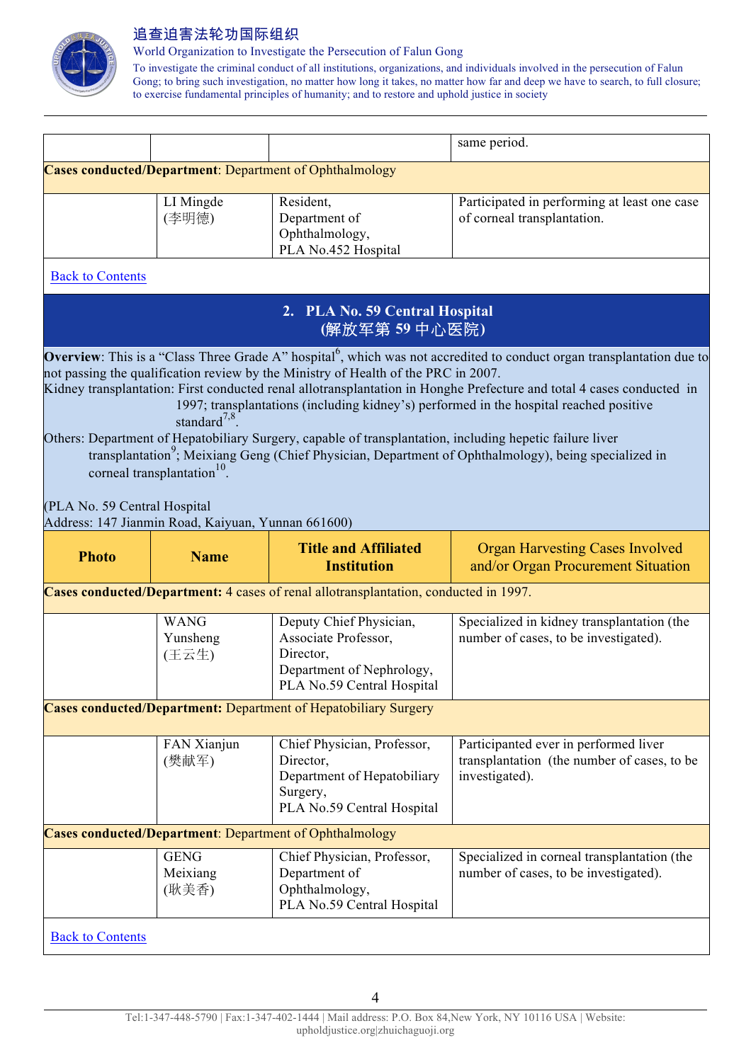| | | | same period. |
|---|---|---|---|
| **Cases conducted/Department**: Department of Ophthalmology | | | |
| | LI Mingde (李明德) | Resident, Department of Ophthalmology, PLA No.452 Hospital | Participated in performing at least one case of corneal transplantation. |

Back to Contents

## 2. PLA No. 59 Central Hospital (解放军第 59 中心医院)

**Overview**: This is a "Class Three Grade A" hospital[6], which was not accredited to conduct organ transplantation due to not passing the qualification review by the Ministry of Health of the PRC in 2007.

Kidney transplantation: First conducted renal allotransplantation in Honghe Prefecture and total 4 cases conducted in 1997; transplantations (including kidney's) performed in the hospital reached positive standard[7,8].

Others: Department of Hepatobiliary Surgery, capable of transplantation, including hepetic failure liver transplantation[9]; Meixiang Geng (Chief Physician, Department of Ophthalmology), being specialized in corneal transplantation[10].

(PLA No. 59 Central Hospital
Address: 147 Jianmin Road, Kaiyuan, Yunnan 661600)

| Photo | Name | Title and Affiliated Institution | Organ Harvesting Cases Involved and/or Organ Procurement Situation |
|---|---|---|---|
| **Cases conducted/Department:** 4 cases of renal allotransplantation, conducted in 1997. | | | |
| | WANG Yunsheng (王云生) | Deputy Chief Physician, Associate Professor, Director, Department of Nephrology, PLA No.59 Central Hospital | Specialized in kidney transplantation (the number of cases, to be investigated). |
| **Cases conducted/Department:** Department of Hepatobiliary Surgery | | | |
| | FAN Xianjun (樊献军) | Chief Physician, Professor, Director, Department of Hepatobiliary Surgery, PLA No.59 Central Hospital | Participanted ever in performed liver transplantation (the number of cases, to be investigated). |
| **Cases conducted/Department**: Department of Ophthalmology | | | |
| | GENG Meixiang (耿美香) | Chief Physician, Professor, Department of Ophthalmology, PLA No.59 Central Hospital | Specialized in corneal transplantation (the number of cases, to be investigated). |

Back to Contents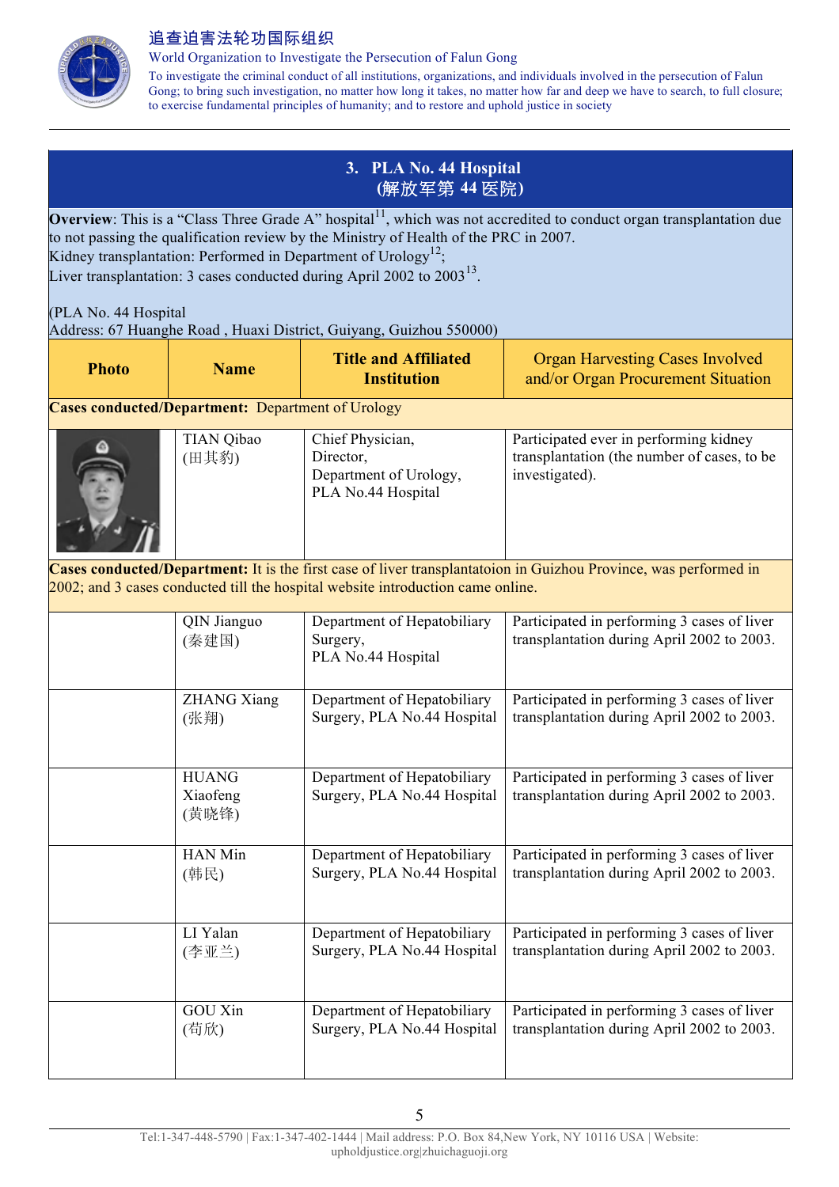## 3. PLA No. 44 Hospital
## (解放军第 44 医院)

**Overview**: This is a “Class Three Grade A” hospital[11], which was not accredited to conduct organ transplantation due to not passing the qualification review by the Ministry of Health of the PRC in 2007.
Kidney transplantation: Performed in Department of Urology[12];
Liver transplantation: 3 cases conducted during April 2002 to 2003[13].

(PLA No. 44 Hospital
Address: 67 Huanghe Road , Huaxi District, Guiyang, Guizhou 550000)

| Photo | Name | Title and Affiliated Institution | Organ Harvesting Cases Involved and/or Organ Procurement Situation |
|---|---|---|---|
| **Cases conducted/Department:** Department of Urology | | | |
| | TIAN Qibao (田其豹) | Chief Physician, Director, Department of Urology, PLA No.44 Hospital | Participated ever in performing kidney transplantation (the number of cases, to be investigated). |
| **Cases conducted/Department:** It is the first case of liver transplantatoion in Guizhou Province, was performed in 2002; and 3 cases conducted till the hospital website introduction came online. | | | |
| | QIN Jianguo (秦建国) | Department of Hepatobiliary Surgery, PLA No.44 Hospital | Participated in performing 3 cases of liver transplantation during April 2002 to 2003. |
| | ZHANG Xiang (张翔) | Department of Hepatobiliary Surgery, PLA No.44 Hospital | Participated in performing 3 cases of liver transplantation during April 2002 to 2003. |
| | HUANG Xiaofeng (黄晓锋) | Department of Hepatobiliary Surgery, PLA No.44 Hospital | Participated in performing 3 cases of liver transplantation during April 2002 to 2003. |
| | HAN Min (韩民) | Department of Hepatobiliary Surgery, PLA No.44 Hospital | Participated in performing 3 cases of liver transplantation during April 2002 to 2003. |
| | LI Yalan (李亚兰) | Department of Hepatobiliary Surgery, PLA No.44 Hospital | Participated in performing 3 cases of liver transplantation during April 2002 to 2003. |
| | GOU Xin (苟欣) | Department of Hepatobiliary Surgery, PLA No.44 Hospital | Participated in performing 3 cases of liver transplantation during April 2002 to 2003. |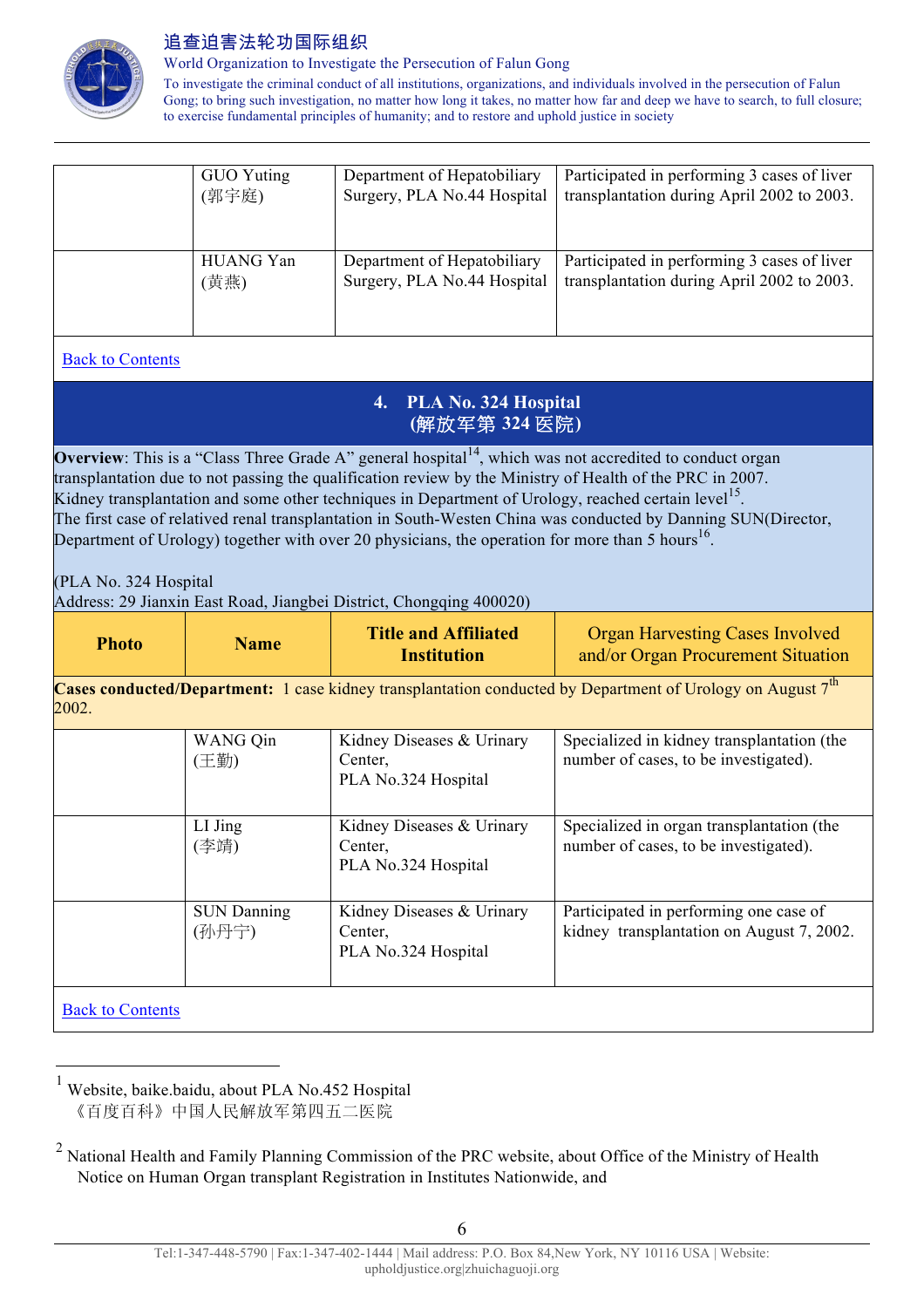| | | | |
|---|---|---|---|
| | GUO Yuting (郭宇庭) | Department of Hepatobiliary Surgery, PLA No.44 Hospital | Participated in performing 3 cases of liver transplantation during April 2002 to 2003. |
| | HUANG Yan (黄燕) | Department of Hepatobiliary Surgery, PLA No.44 Hospital | Participated in performing 3 cases of liver transplantation during April 2002 to 2003. |

Back to Contents

## 4. PLA No. 324 Hospital (解放军第 324 医院)

**Overview**: This is a "Class Three Grade A" general hospital[14], which was not accredited to conduct organ transplantation due to not passing the qualification review by the Ministry of Health of the PRC in 2007. Kidney transplantation and some other techniques in Department of Urology, reached certain level[15]. The first case of relatived renal transplantation in South-Westen China was conducted by Danning SUN(Director, Department of Urology) together with over 20 physicians, the operation for more than 5 hours[16].

(PLA No. 324 Hospital
Address: 29 Jianxin East Road, Jiangbei District, Chongqing 400020)

| Photo | Name | Title and Affiliated Institution | Organ Harvesting Cases Involved and/or Organ Procurement Situation |
|---|---|---|---|
| **Cases conducted/Department:** 1 case kidney transplantation conducted by Department of Urology on August 7th 2002. | | | |
| | WANG Qin (王勤) | Kidney Diseases & Urinary Center, PLA No.324 Hospital | Specialized in kidney transplantation (the number of cases, to be investigated). |
| | LI Jing (李靖) | Kidney Diseases & Urinary Center, PLA No.324 Hospital | Specialized in organ transplantation (the number of cases, to be investigated). |
| | SUN Danning (孙丹宁) | Kidney Diseases & Urinary Center, PLA No.324 Hospital | Participated in performing one case of kidney transplantation on August 7, 2002. |

Back to Contents

---

[1] Website, baike.baidu, about PLA No.452 Hospital
《百度百科》中国人民解放军第四五二医院

[2] National Health and Family Planning Commission of the PRC website, about Office of the Ministry of Health Notice on Human Organ transplant Registration in Institutes Nationwide, and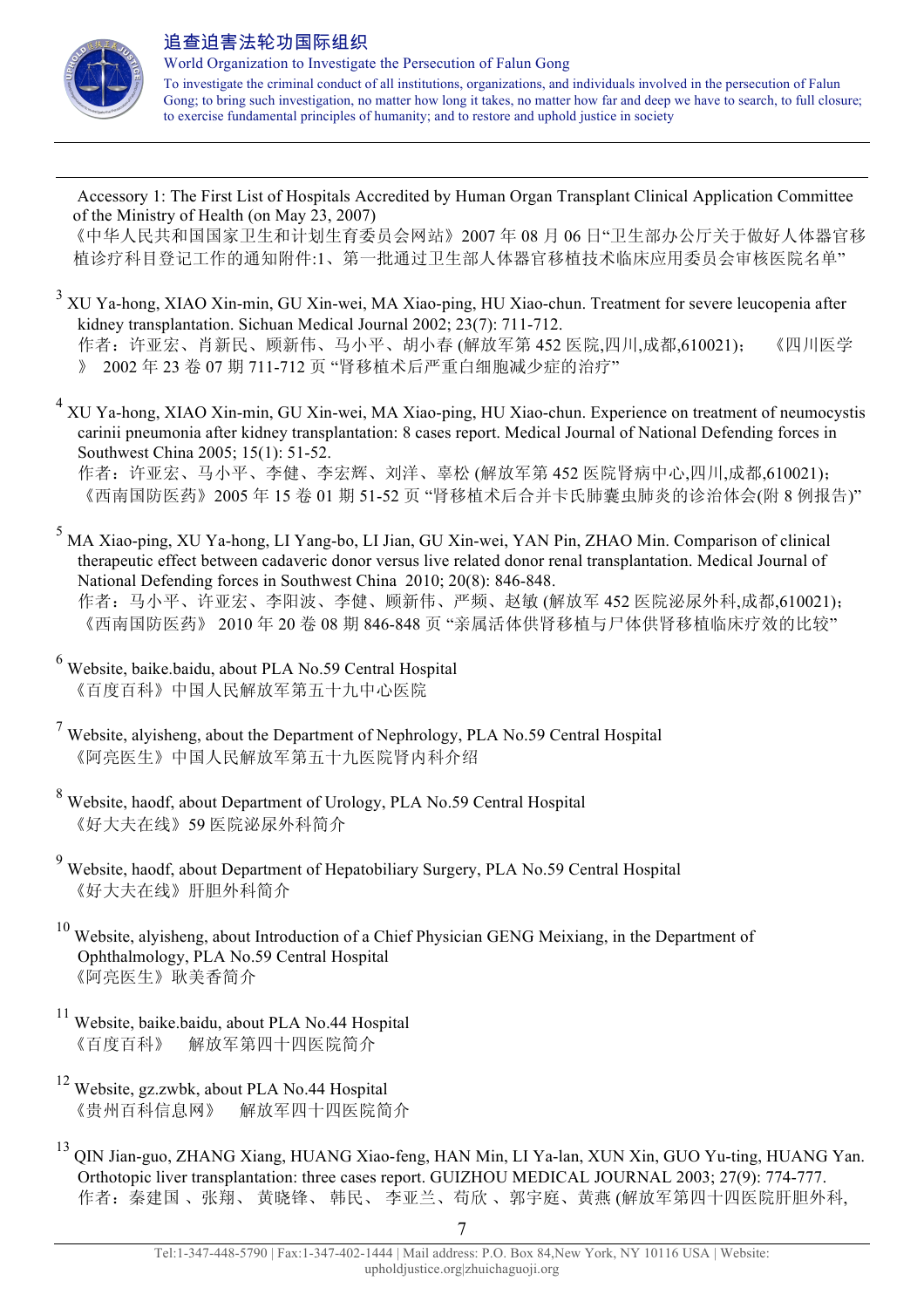Accessory 1: The First List of Hospitals Accredited by Human Organ Transplant Clinical Application Committee of the Ministry of Health (on May 23, 2007)
《中华人民共和国国家卫生和计划生育委员会网站》2007 年 08 月 06 日"卫生部办公厅关于做好人体器官移植诊疗科目登记工作的通知附件:1、第一批通过卫生部人体器官移植技术临床应用委员会审核医院名单"

[3] XU Ya-hong, XIAO Xin-min, GU Xin-wei, MA Xiao-ping, HU Xiao-chun. Treatment for severe leucopenia after kidney transplantation. Sichuan Medical Journal 2002; 23(7): 711-712.
作者：许亚宏、肖新民、顾新伟、马小平、胡小春 (解放军第 452 医院,四川,成都,610021)；《四川医学》 2002 年 23 卷 07 期 711-712 页 "肾移植术后严重白细胞减少症的治疗"

[4] XU Ya-hong, XIAO Xin-min, GU Xin-wei, MA Xiao-ping, HU Xiao-chun. Experience on treatment of neumocystis carinii pneumonia after kidney transplantation: 8 cases report. Medical Journal of National Defending forces in Southwest China 2005; 15(1): 51-52.
作者：许亚宏、马小平、李健、李宏辉、刘洋、辜松 (解放军第 452 医院肾病中心,四川,成都,610021)；《西南国防医药》2005 年 15 卷 01 期 51-52 页 "肾移植术后合并卡氏肺囊虫肺炎的诊治体会(附 8 例报告)"

[5] MA Xiao-ping, XU Ya-hong, LI Yang-bo, LI Jian, GU Xin-wei, YAN Pin, ZHAO Min. Comparison of clinical therapeutic effect between cadaveric donor versus live related donor renal transplantation. Medical Journal of National Defending forces in Southwest China 2010; 20(8): 846-848.
作者：马小平、许亚宏、李阳波、李健、顾新伟、严频、赵敏 (解放军 452 医院泌尿外科,成都,610021)；《西南国防医药》 2010 年 20 卷 08 期 846-848 页 "亲属活体供肾移植与尸体供肾移植临床疗效的比较"

[6] Website, baike.baidu, about PLA No.59 Central Hospital
《百度百科》中国人民解放军第五十九中心医院

[7] Website, alyisheng, about the Department of Nephrology, PLA No.59 Central Hospital
《阿亮医生》中国人民解放军第五十九医院肾内科介绍

[8] Website, haodf, about Department of Urology, PLA No.59 Central Hospital
《好大夫在线》59 医院泌尿外科简介

[9] Website, haodf, about Department of Hepatobiliary Surgery, PLA No.59 Central Hospital
《好大夫在线》肝胆外科简介

[10] Website, alyisheng, about Introduction of a Chief Physician GENG Meixiang, in the Department of Ophthalmology, PLA No.59 Central Hospital
《阿亮医生》耿美香简介

[11] Website, baike.baidu, about PLA No.44 Hospital
《百度百科》 解放军第四十四医院简介

[12] Website, gz.zwbk, about PLA No.44 Hospital
《贵州百科信息网》 解放军四十四医院简介

[13] QIN Jian-guo, ZHANG Xiang, HUANG Xiao-feng, HAN Min, LI Ya-lan, XUN Xin, GUO Yu-ting, HUANG Yan. Orthotopic liver transplantation: three cases report. GUIZHOU MEDICAL JOURNAL 2003; 27(9): 774-777.
作者：秦建国 、张翔、 黄晓锋、 韩民、 李亚兰、苟欣 、郭宇庭、黄燕 (解放军第四十四医院肝胆外科,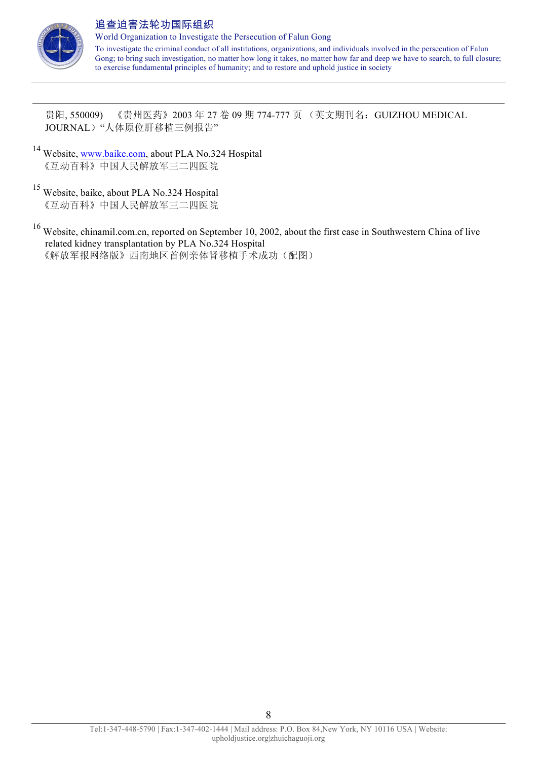贵阳, 550009) 《贵州医药》2003 年 27 卷 09 期 774-777 页 （英文期刊名：GUIZHOU MEDICAL JOURNAL）"人体原位肝移植三例报告"

[14] Website, www.baike.com, about PLA No.324 Hospital
《互动百科》中国人民解放军三二四医院

[15] Website, baike, about PLA No.324 Hospital
《互动百科》中国人民解放军三二四医院

[16] Website, chinamil.com.cn, reported on September 10, 2002, about the first case in Southwestern China of live related kidney transplantation by PLA No.324 Hospital
《解放军报网络版》西南地区首例亲体肾移植手术成功（配图）